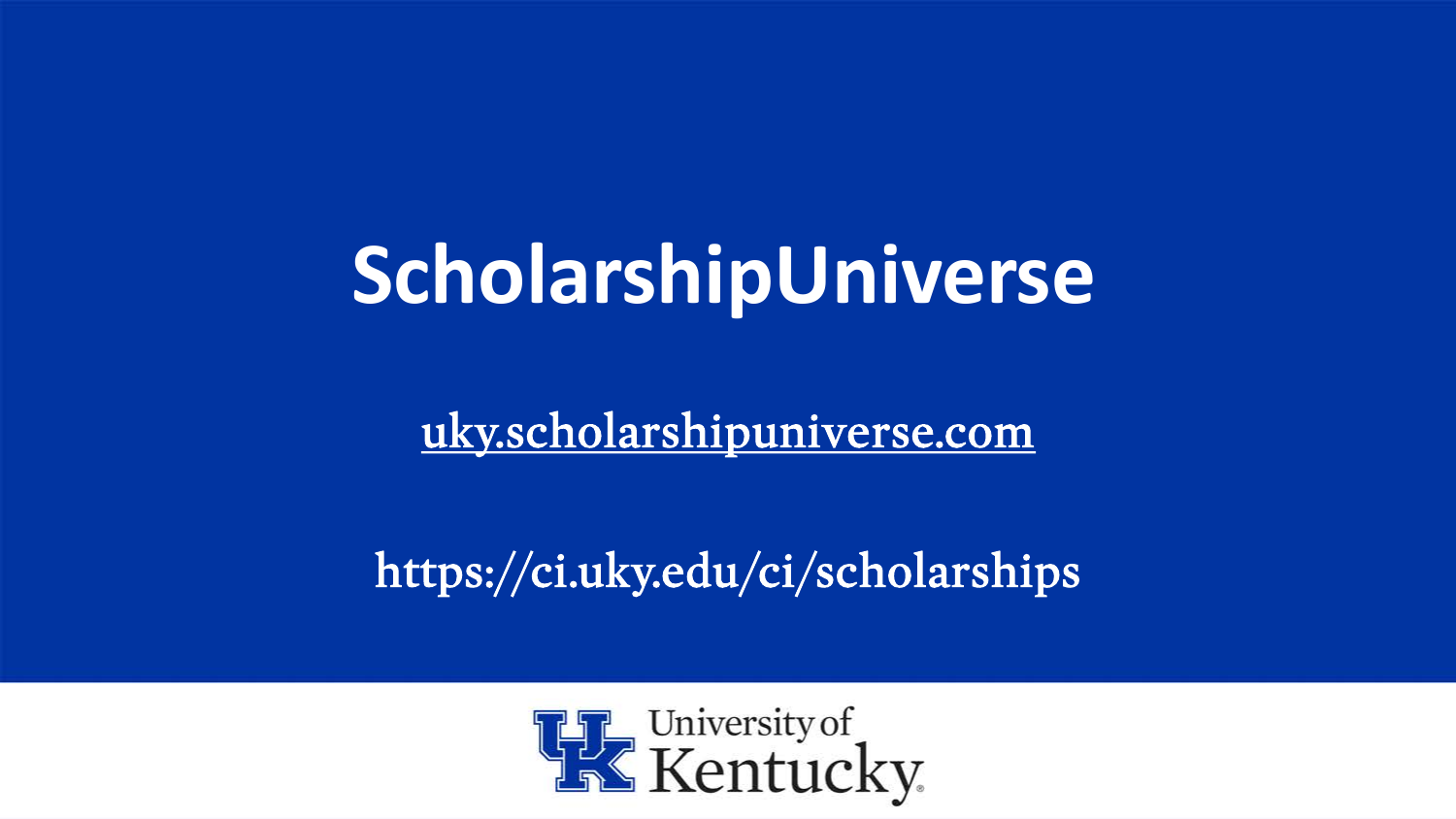# ScholarshipUniverse

uky.scholarshipuniverse.com

https://ci.uky.edu/ci/scholarships

University of Kentucky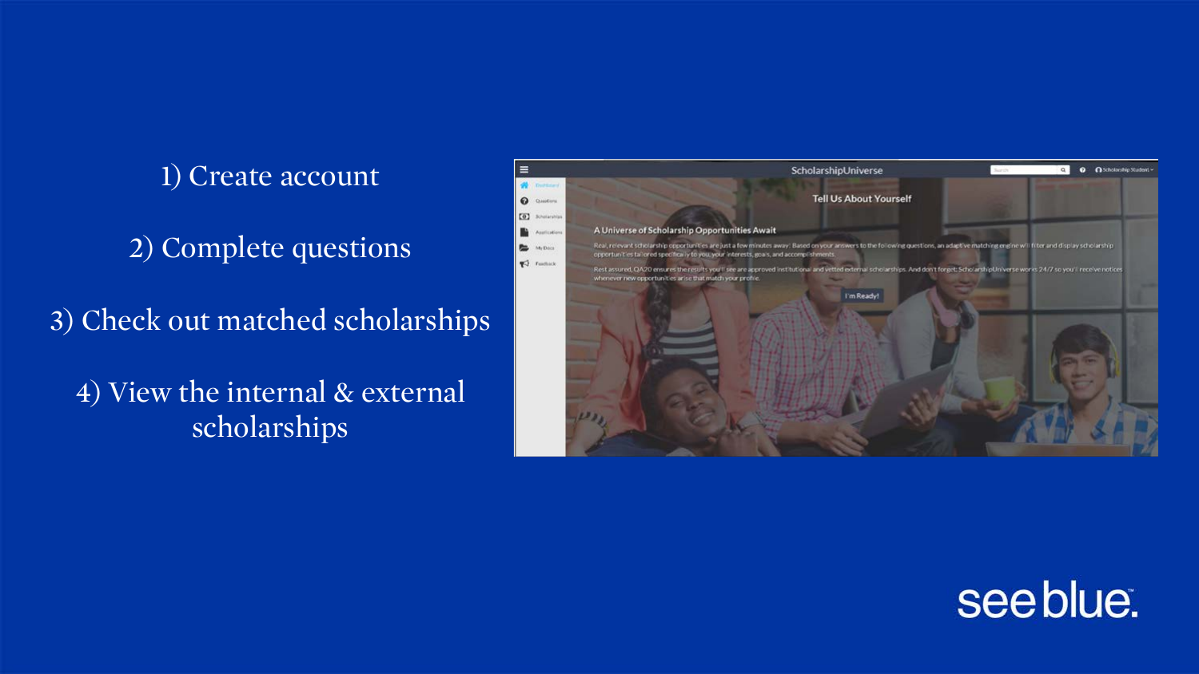1) Create account

2) Complete questions

3) Check out matched scholarships

4) View the internal & external scholarships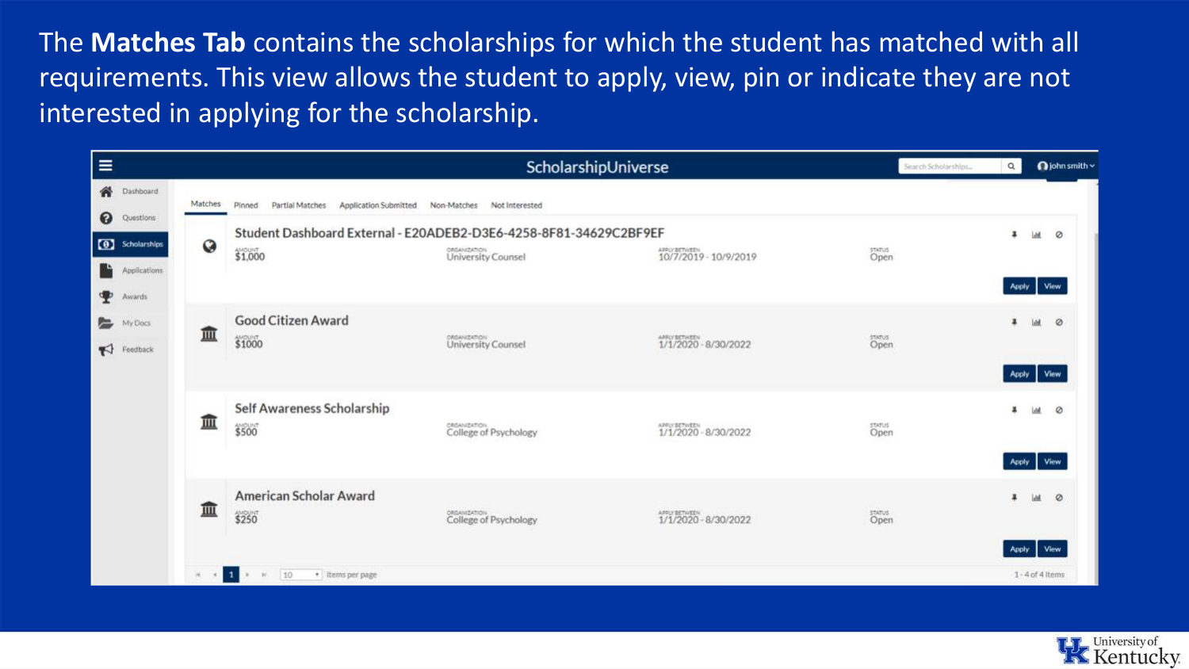The **Matches Tab** contains the scholarships for which the student has matched with all requirements. This view allows the student to apply, view, pin or indicate they are not interested in applying for the scholarship.

ScholarshipUniverse

Dashboard
Questions
Scholarships
Applications
Awards
My Docs
Feedback

Matches | Pinned | Partial Matches | Application Submitted | Non-Matches | Not Interested

| Scholarship | Amount | Organization | Apply Between | Status |
|---|---|---|---|---|
| Student Dashboard External - E20ADEB2-D3E6-4258-8F81-34629C2BF9EF | $1,000 | University Counsel | 10/7/2019 - 10/9/2019 | Open |
| Good Citizen Award | $1000 | University Counsel | 1/1/2020 - 8/30/2022 | Open |
| Self Awareness Scholarship | $500 | College of Psychology | 1/1/2020 - 8/30/2022 | Open |
| American Scholar Award | $250 | College of Psychology | 1/1/2020 - 8/30/2022 | Open |

Apply | View

10 items per page

1 - 4 of 4 items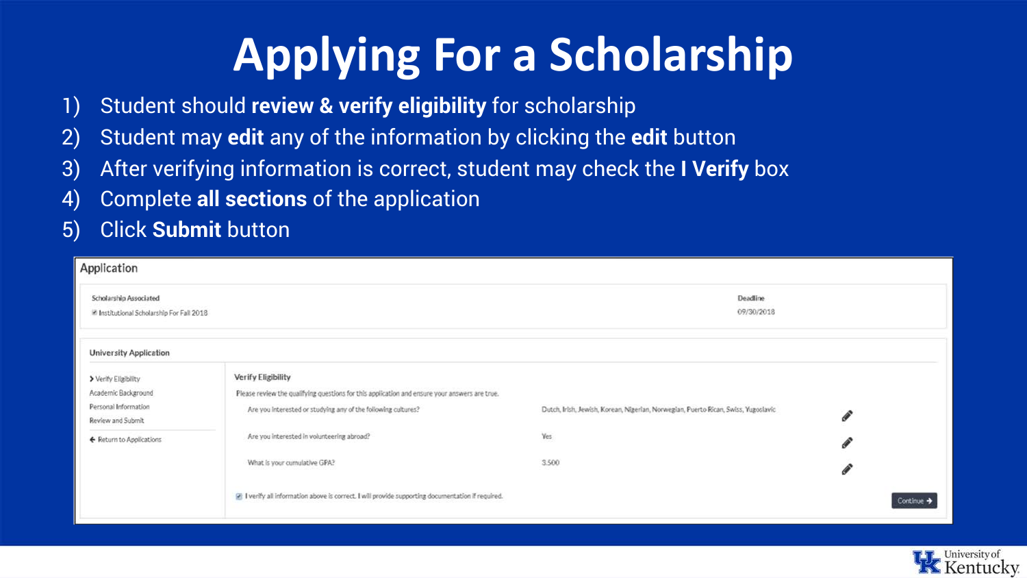# Applying For a Scholarship

1) Student should **review & verify eligibility** for scholarship
2) Student may **edit** any of the information by clicking the **edit** button
3) After verifying information is correct, student may check the **I Verify** box
4) Complete **all sections** of the application
5) Click **Submit** button

Application

Scholarship Associated
☑ Institutional Scholarship For Fall 2018

Deadline
09/30/2018

University Application

> Verify Eligibility
Academic Background
Personal Information
Review and Submit

← Return to Applications

Verify Eligibility

Please review the qualifying questions for this application and ensure your answers are true.

| Question | Answer |
|---|---|
| Are you interested or studying any of the following cultures? | Dutch, Irish, Jewish, Korean, Nigerian, Norwegian, Puerto Rican, Swiss, Yugoslavic |
| Are you interested in volunteering abroad? | Yes |
| What is your cumulative GPA? | 3.500 |

☑ I verify all information above is correct. I will provide supporting documentation if required.

Continue →

University of Kentucky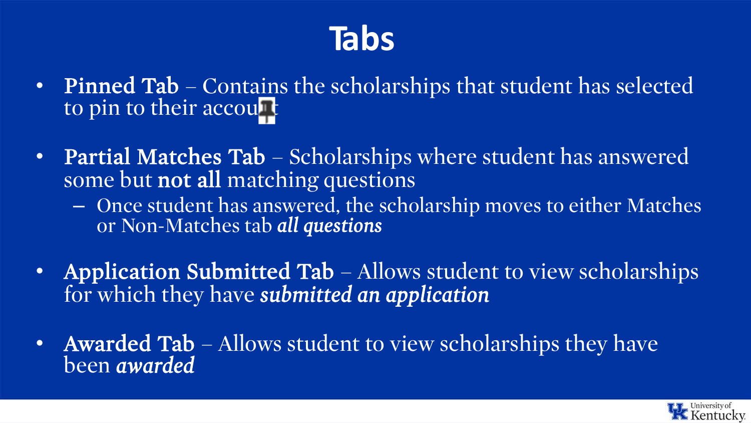# Tabs

- **Pinned Tab** – Contains the scholarships that student has selected to pin to their account
- **Partial Matches Tab** – Scholarships where student has answered some but **not all** matching questions
  - Once student has answered, the scholarship moves to either Matches or Non-Matches tab ***all questions***
- **Application Submitted Tab** – Allows student to view scholarships for which they have ***submitted an application***
- **Awarded Tab** – Allows student to view scholarships they have been ***awarded***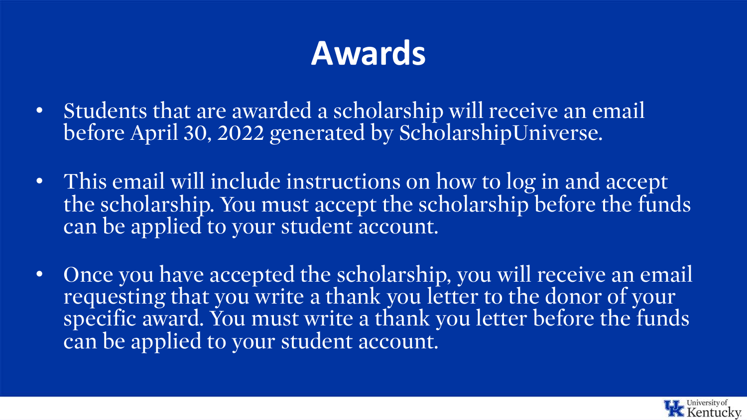# Awards

- Students that are awarded a scholarship will receive an email before April 30, 2022 generated by ScholarshipUniverse.
- This email will include instructions on how to log in and accept the scholarship. You must accept the scholarship before the funds can be applied to your student account.
- Once you have accepted the scholarship, you will receive an email requesting that you write a thank you letter to the donor of your specific award. You must write a thank you letter before the funds can be applied to your student account.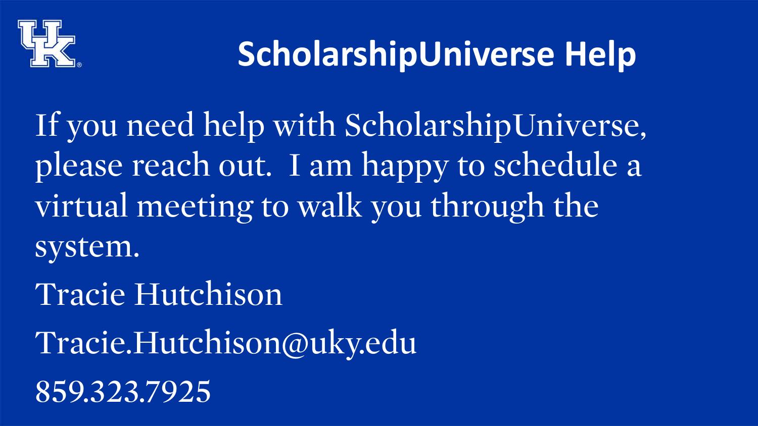# ScholarshipUniverse Help

If you need help with ScholarshipUniverse, please reach out. I am happy to schedule a virtual meeting to walk you through the system.

Tracie Hutchison

Tracie.Hutchison@uky.edu

859.323.7925